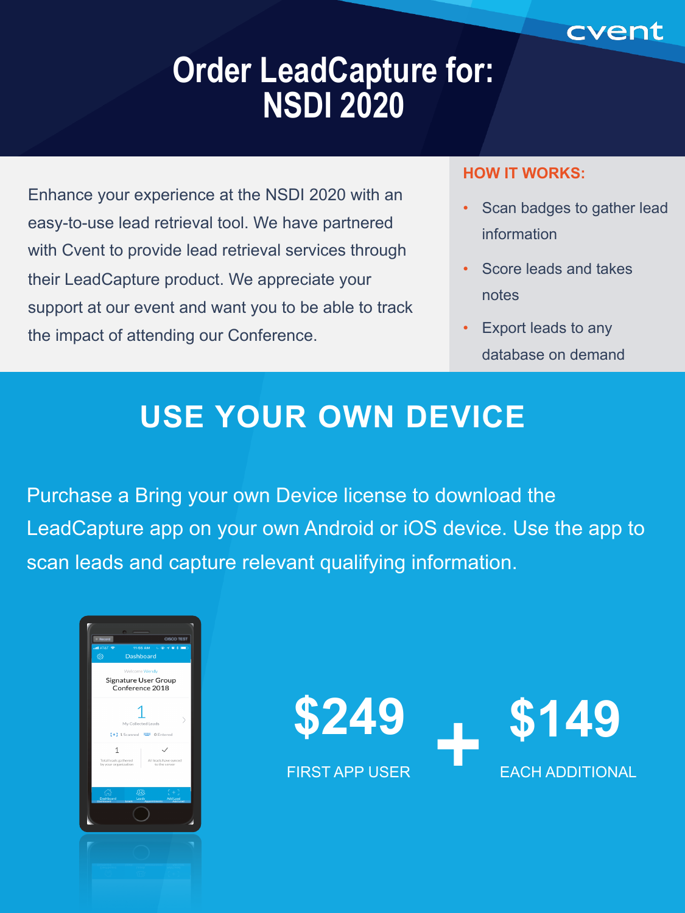cvent

# Order LeadCapture for: NSDI 2020

Enhance your experience at the NSDI 2020 with an easy-to-use lead retrieval tool. We have partnered with Cvent to provide lead retrieval services through their LeadCapture product. We appreciate your support at our event and want you to be able to track the impact of attending our Conference.

**HOW IT WORKS:**

- Scan badges to gather lead information
- Score leads and takes notes
- Export leads to any database on demand

## USE YOUR OWN DEVICE

Purchase a Bring your own Device license to download the LeadCapture app on your own Android or iOS device. Use the app to scan leads and capture relevant qualifying information.

**$249** FIRST APP USER **+** **$149** EACH ADDITIONAL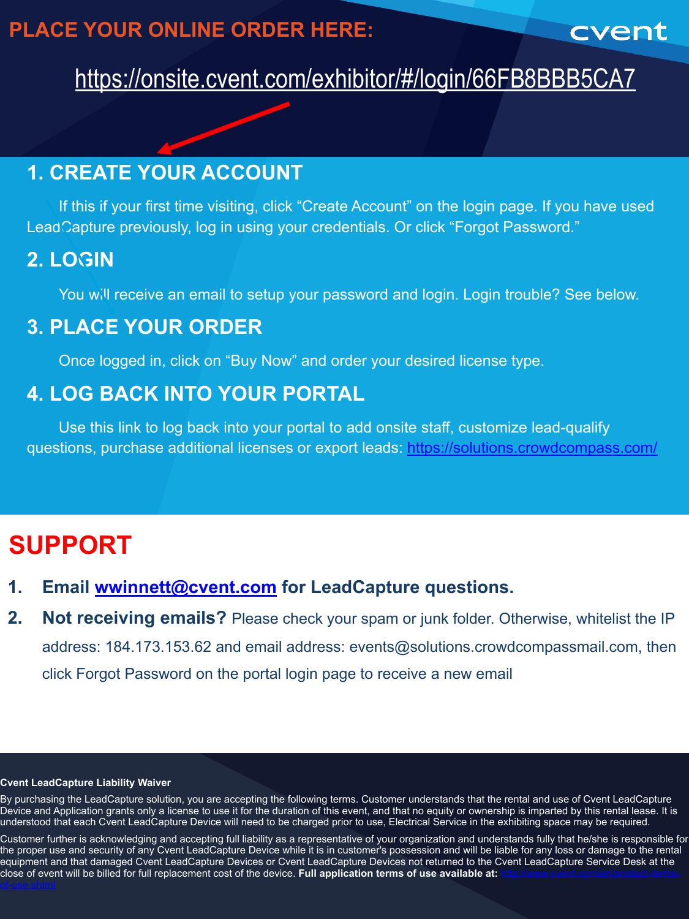PLACE YOUR ONLINE ORDER HERE:

cvent

https://onsite.cvent.com/exhibitor/#/login/66FB8BBB5CA7

## 1. CREATE YOUR ACCOUNT

If this if your first time visiting, click "Create Account" on the login page. If you have used LeadCapture previously, log in using your credentials. Or click "Forgot Password."

## 2. LOGIN

You will receive an email to setup your password and login. Login trouble? See below.

## 3. PLACE YOUR ORDER

Once logged in, click on "Buy Now" and order your desired license type.

## 4. LOG BACK INTO YOUR PORTAL

Use this link to log back into your portal to add onsite staff, customize lead-qualify questions, purchase additional licenses or export leads: https://solutions.crowdcompass.com/

# SUPPORT

1. **Email wwinnett@cvent.com for LeadCapture questions.**
2. **Not receiving emails?** Please check your spam or junk folder. Otherwise, whitelist the IP address: 184.173.153.62 and email address: events@solutions.crowdcompassmail.com, then click Forgot Password on the portal login page to receive a new email

**Cvent LeadCapture Liability Waiver**

By purchasing the LeadCapture solution, you are accepting the following terms. Customer understands that the rental and use of Cvent LeadCapture Device and Application grants only a license to use it for the duration of this event, and that no equity or ownership is imparted by this rental lease. It is understood that each Cvent LeadCapture Device will need to be charged prior to use, Electrical Service in the exhibiting space may be required.

Customer further is acknowledging and accepting full liability as a representative of your organization and understands fully that he/she is responsible for the proper use and security of any Cvent LeadCapture Device while it is in customer's possession and will be liable for any loss or damage to the rental equipment and that damaged Cvent LeadCapture Devices or Cvent LeadCapture Devices not returned to the Cvent LeadCapture Service Desk at the close of event will be billed for full replacement cost of the device. **Full application terms of use available at:** http://www.cvent.com/en/product-terms-of-use.shtml